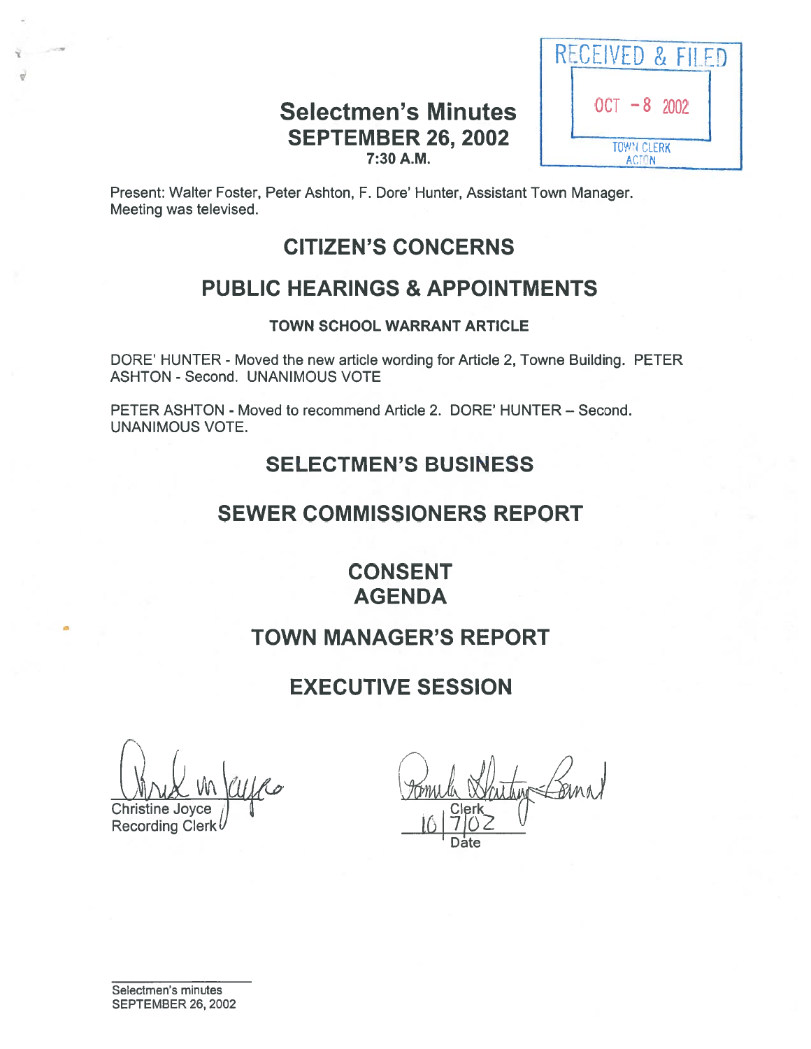RECEIVED & FILED

OCT - 8 2002

TOWN CLERK
ACTON

# Selectmen's Minutes
## SEPTEMBER 26, 2002
### 7:30 A.M.

Present: Walter Foster, Peter Ashton, F. Dore' Hunter, Assistant Town Manager. Meeting was televised.

## CITIZEN'S CONCERNS

## PUBLIC HEARINGS & APPOINTMENTS

### TOWN SCHOOL WARRANT ARTICLE

DORE' HUNTER - Moved the new article wording for Article 2, Towne Building. PETER ASHTON - Second. UNANIMOUS VOTE

PETER ASHTON - Moved to recommend Article 2. DORE' HUNTER – Second. UNANIMOUS VOTE.

## SELECTMEN'S BUSINESS

## SEWER COMMISSIONERS REPORT

## CONSENT AGENDA

## TOWN MANAGER'S REPORT

## EXECUTIVE SESSION

Christine Joyce
Recording Clerk

Clerk
10/7/02
Date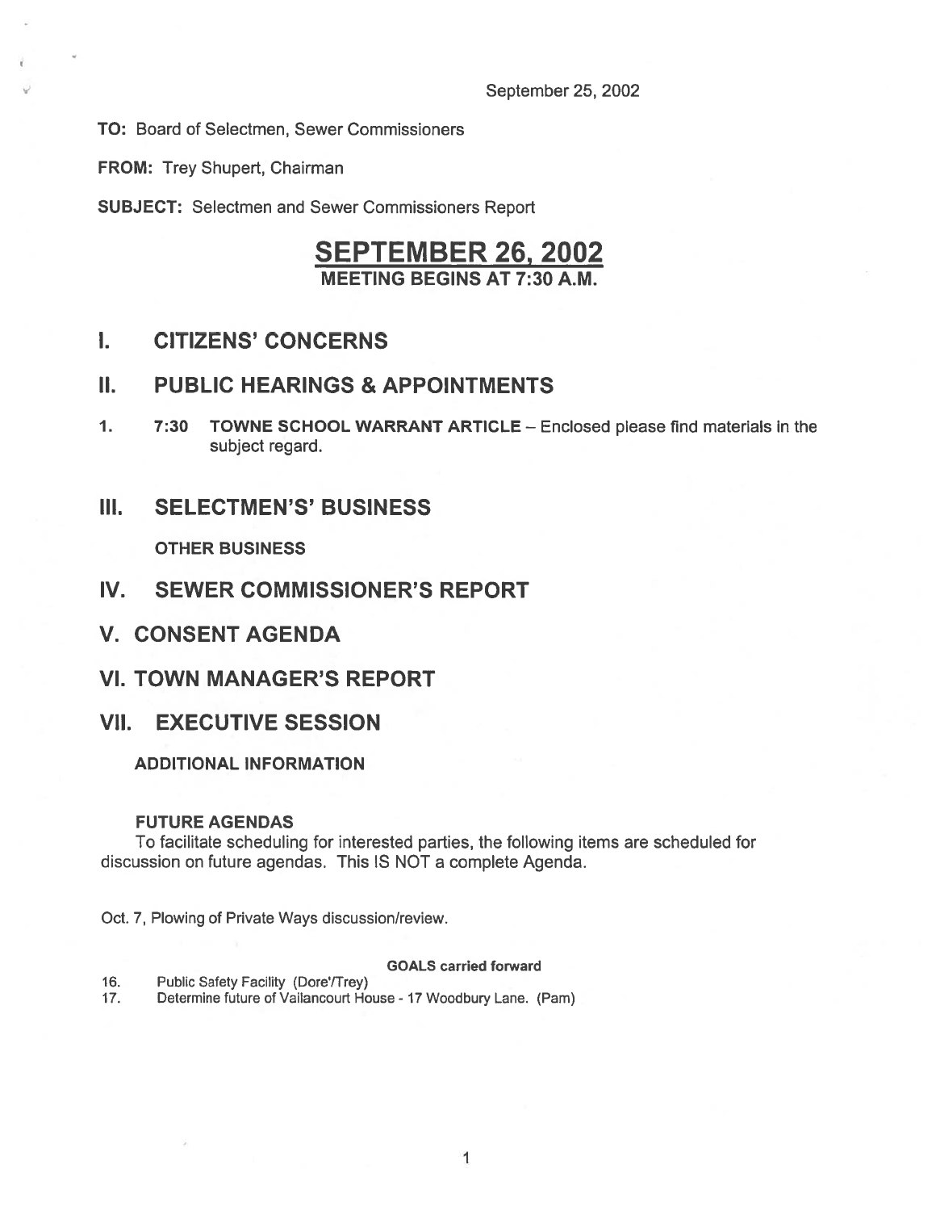September 25, 2002

**TO:** Board of Selectmen, Sewer Commissioners

**FROM:** Trey Shupert, Chairman

**SUBJECT:** Selectmen and Sewer Commissioners Report

# SEPTEMBER 26, 2002

**MEETING BEGINS AT 7:30 A.M.**

## I. CITIZENS' CONCERNS

## II. PUBLIC HEARINGS & APPOINTMENTS

1. **7:30 TOWNE SCHOOL WARRANT ARTICLE** – Enclosed please find materials in the subject regard.

## III. SELECTMEN'S' BUSINESS

**OTHER BUSINESS**

## IV. SEWER COMMISSIONER'S REPORT

## V. CONSENT AGENDA

## VI. TOWN MANAGER'S REPORT

## VII. EXECUTIVE SESSION

**ADDITIONAL INFORMATION**

**FUTURE AGENDAS**

To facilitate scheduling for interested parties, the following items are scheduled for discussion on future agendas. This IS NOT a complete Agenda.

Oct. 7, Plowing of Private Ways discussion/review.

**GOALS carried forward**

16. Public Safety Facility (Dore'/Trey)
17. Determine future of Vaillancourt House - 17 Woodbury Lane. (Pam)